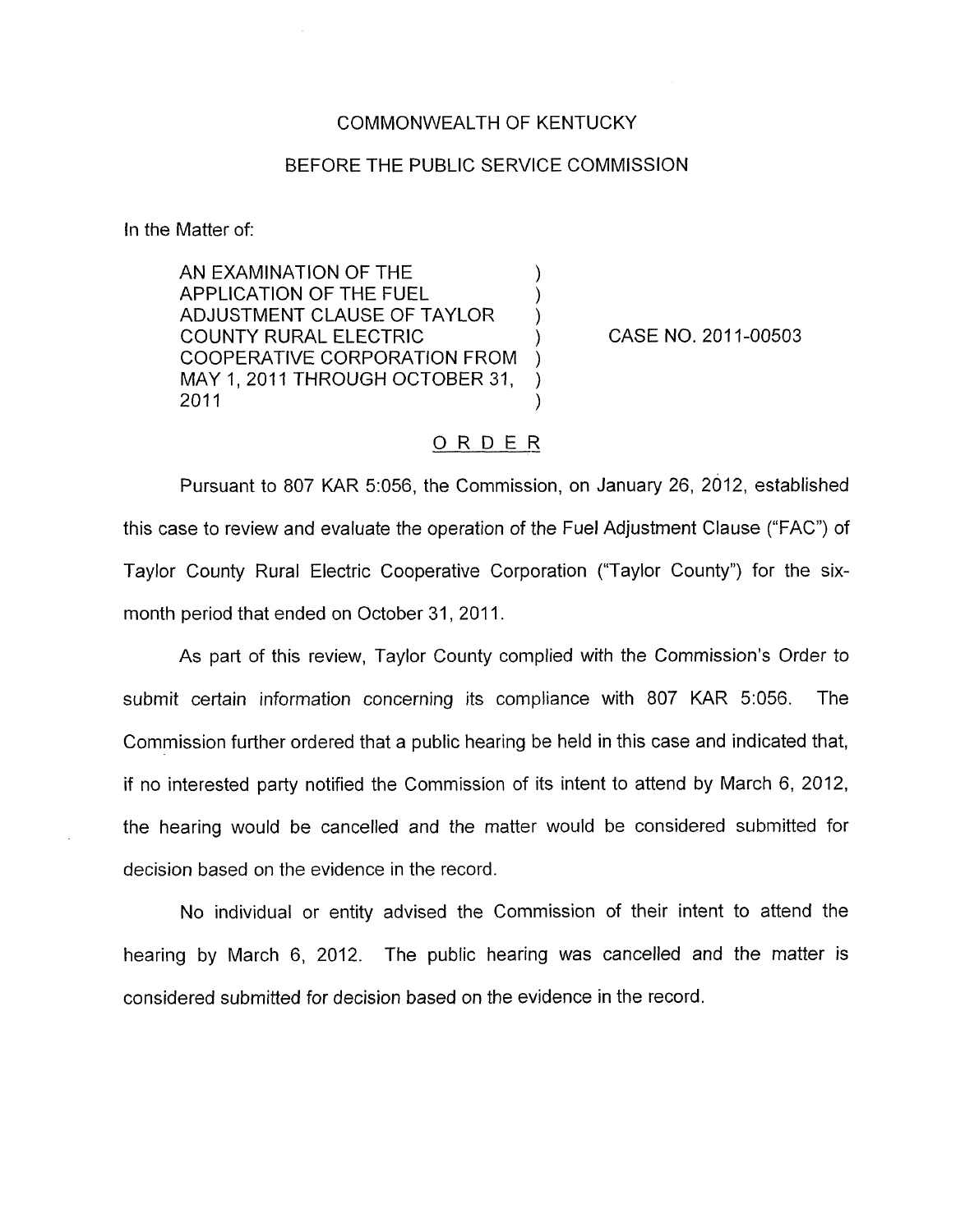COMMONWEALTH OF KENTUCKY

BEFORE THE PUBLIC SERVICE COMMISSION

In the Matter of:

| | | |
|---|---|---|
| AN EXAMINATION OF THE APPLICATION OF THE FUEL ADJUSTMENT CLAUSE OF TAYLOR COUNTY RURAL ELECTRIC COOPERATIVE CORPORATION FROM MAY 1, 2011 THROUGH OCTOBER 31, 2011 | ) | CASE NO. 2011-00503 |

## ORDER

Pursuant to 807 KAR 5:056, the Commission, on January 26, 2012, established this case to review and evaluate the operation of the Fuel Adjustment Clause ("FAC") of Taylor County Rural Electric Cooperative Corporation ("Taylor County") for the six-month period that ended on October 31, 2011.

As part of this review, Taylor County complied with the Commission's Order to submit certain information concerning its compliance with 807 KAR 5:056. The Commission further ordered that a public hearing be held in this case and indicated that, if no interested party notified the Commission of its intent to attend by March 6, 2012, the hearing would be cancelled and the matter would be considered submitted for decision based on the evidence in the record.

No individual or entity advised the Commission of their intent to attend the hearing by March 6, 2012. The public hearing was cancelled and the matter is considered submitted for decision based on the evidence in the record.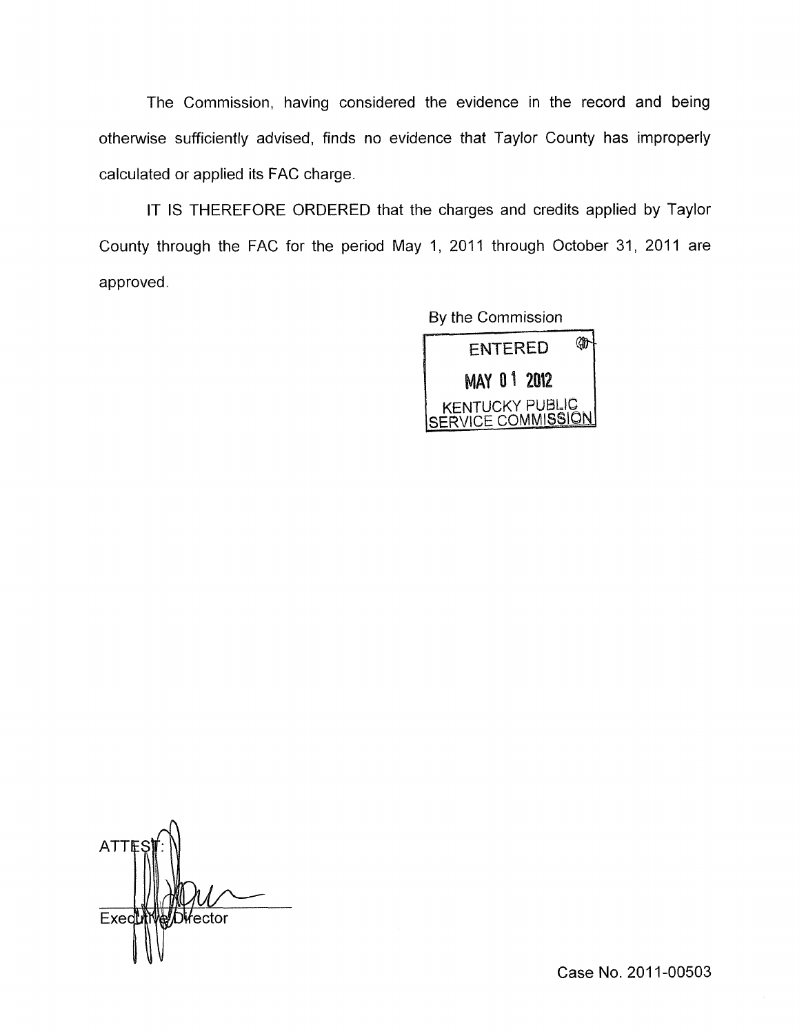The Commission, having considered the evidence in the record and being otherwise sufficiently advised, finds no evidence that Taylor County has improperly calculated or applied its FAC charge.

IT IS THEREFORE ORDERED that the charges and credits applied by Taylor County through the FAC for the period May 1, 2011 through October 31, 2011 are approved.

By the Commission

ENTERED

MAY 01 2012

KENTUCKY PUBLIC SERVICE COMMISSION

ATTEST:

Executive Director

Case No. 2011-00503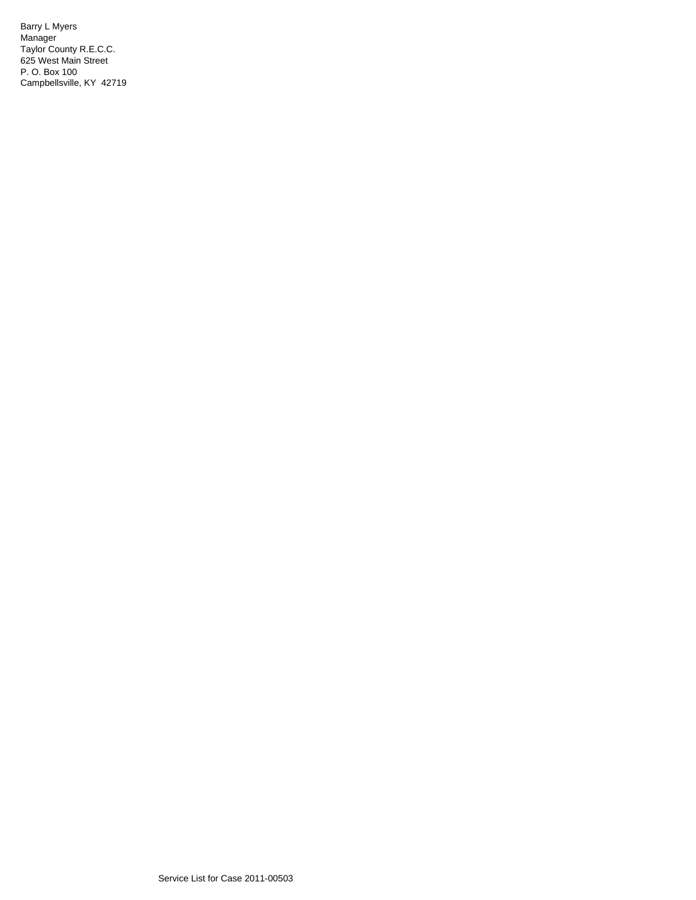Barry L Myers
Manager
Taylor County R.E.C.C.
625 West Main Street
P. O. Box 100
Campbellsville, KY  42719